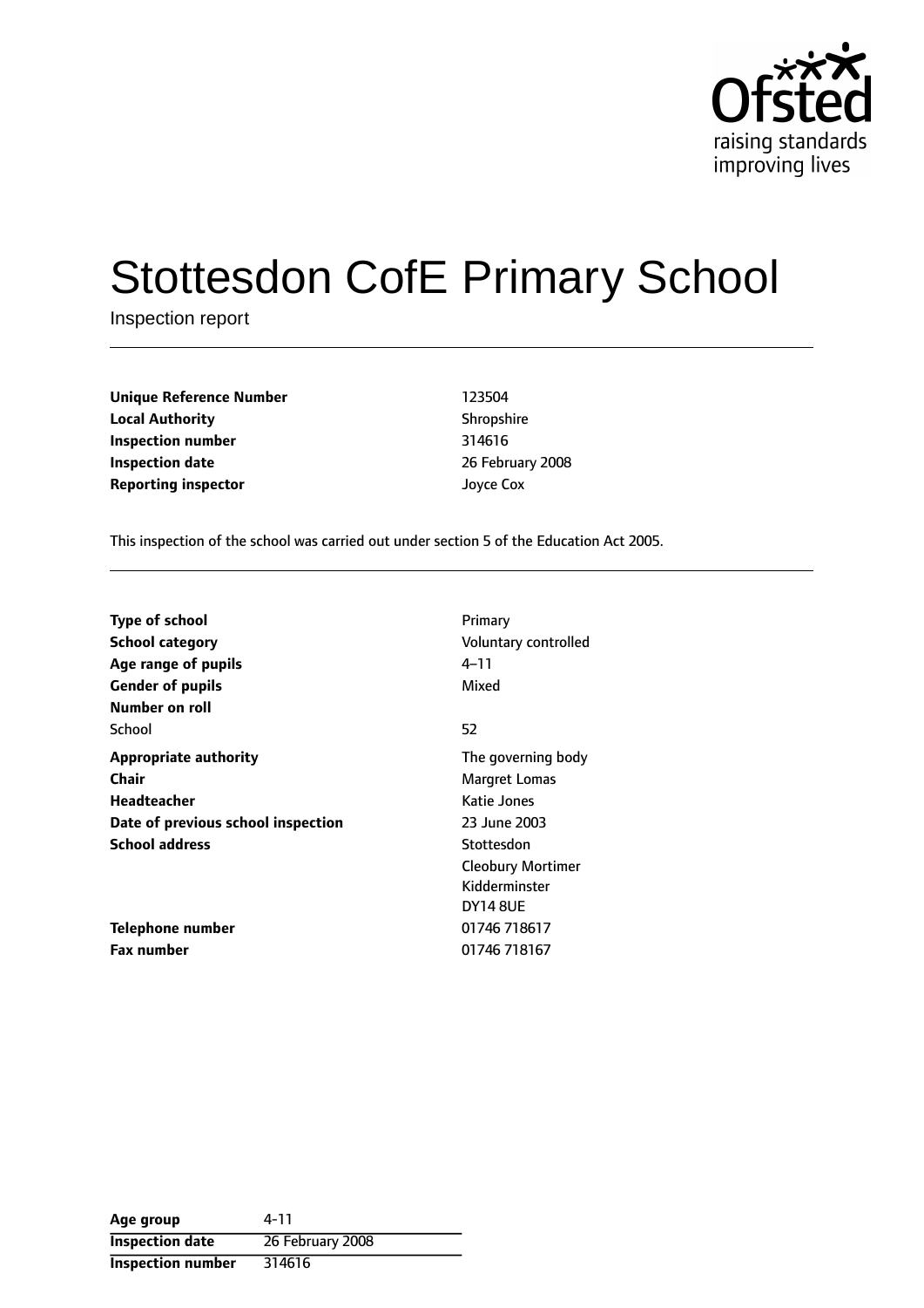# Stottesdon CofE Primary School

Inspection report

| | |
|---|---|
| **Unique Reference Number** | 123504 |
| **Local Authority** | Shropshire |
| **Inspection number** | 314616 |
| **Inspection date** | 26 February 2008 |
| **Reporting inspector** | Joyce Cox |

This inspection of the school was carried out under section 5 of the Education Act 2005.

| | |
|---|---|
| **Type of school** | Primary |
| **School category** | Voluntary controlled |
| **Age range of pupils** | 4–11 |
| **Gender of pupils** | Mixed |
| **Number on roll** | |
| School | 52 |
| **Appropriate authority** | The governing body |
| **Chair** | Margret Lomas |
| **Headteacher** | Katie Jones |
| **Date of previous school inspection** | 23 June 2003 |
| **School address** | Stottesdon<br>Cleobury Mortimer<br>Kidderminster<br>DY14 8UE |
| **Telephone number** | 01746 718617 |
| **Fax number** | 01746 718167 |

| | |
|---|---|
| **Age group** | 4-11 |
| **Inspection date** | 26 February 2008 |
| **Inspection number** | 314616 |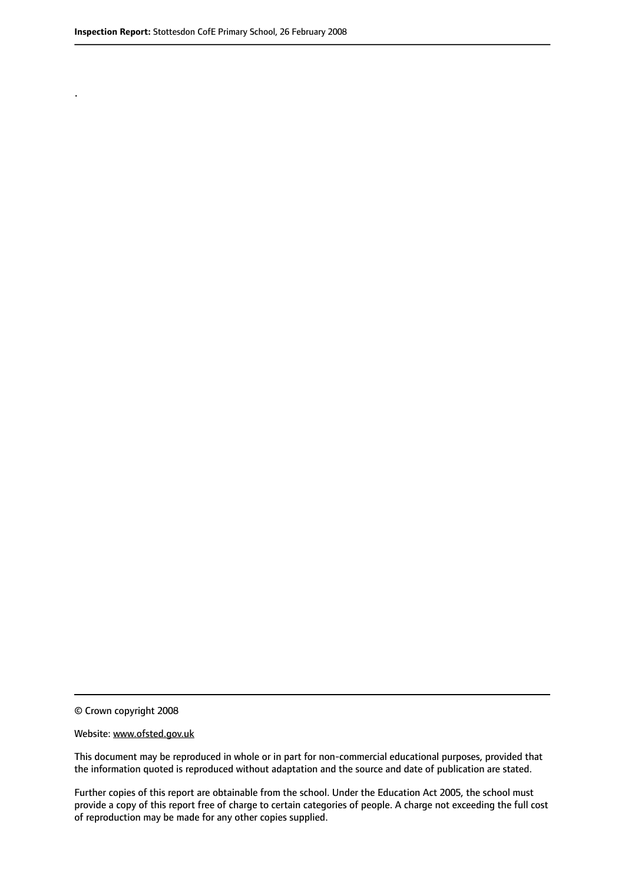.

© Crown copyright 2008

Website: www.ofsted.gov.uk

This document may be reproduced in whole or in part for non-commercial educational purposes, provided that the information quoted is reproduced without adaptation and the source and date of publication are stated.

Further copies of this report are obtainable from the school. Under the Education Act 2005, the school must provide a copy of this report free of charge to certain categories of people. A charge not exceeding the full cost of reproduction may be made for any other copies supplied.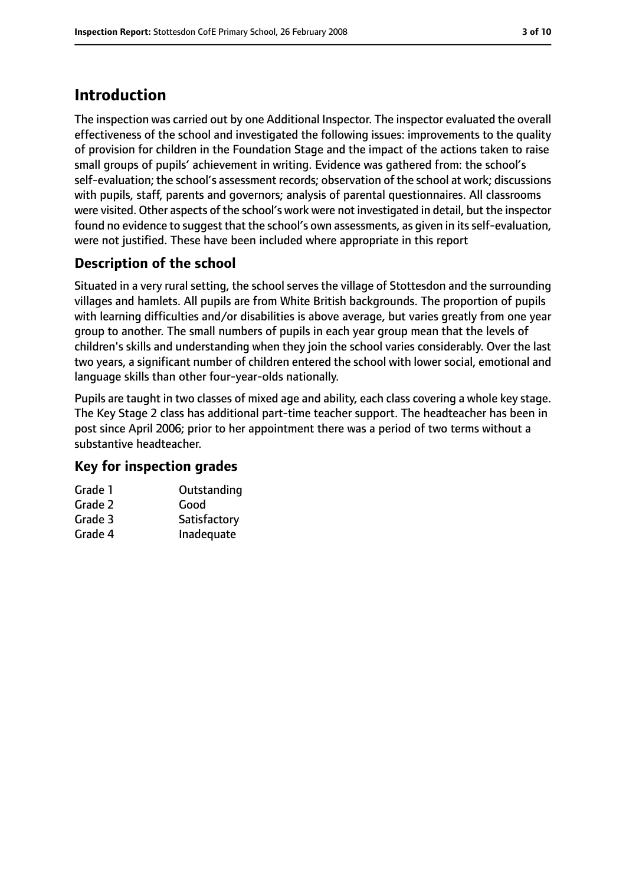# Introduction

The inspection was carried out by one Additional Inspector. The inspector evaluated the overall effectiveness of the school and investigated the following issues: improvements to the quality of provision for children in the Foundation Stage and the impact of the actions taken to raise small groups of pupils' achievement in writing. Evidence was gathered from: the school's self-evaluation; the school's assessment records; observation of the school at work; discussions with pupils, staff, parents and governors; analysis of parental questionnaires. All classrooms were visited. Other aspects of the school's work were not investigated in detail, but the inspector found no evidence to suggest that the school's own assessments, as given in its self-evaluation, were not justified. These have been included where appropriate in this report

## Description of the school

Situated in a very rural setting, the school serves the village of Stottesdon and the surrounding villages and hamlets. All pupils are from White British backgrounds. The proportion of pupils with learning difficulties and/or disabilities is above average, but varies greatly from one year group to another. The small numbers of pupils in each year group mean that the levels of children's skills and understanding when they join the school varies considerably. Over the last two years, a significant number of children entered the school with lower social, emotional and language skills than other four-year-olds nationally.

Pupils are taught in two classes of mixed age and ability, each class covering a whole key stage. The Key Stage 2 class has additional part-time teacher support. The headteacher has been in post since April 2006; prior to her appointment there was a period of two terms without a substantive headteacher.

## Key for inspection grades

| | |
|---|---|
| Grade 1 | Outstanding |
| Grade 2 | Good |
| Grade 3 | Satisfactory |
| Grade 4 | Inadequate |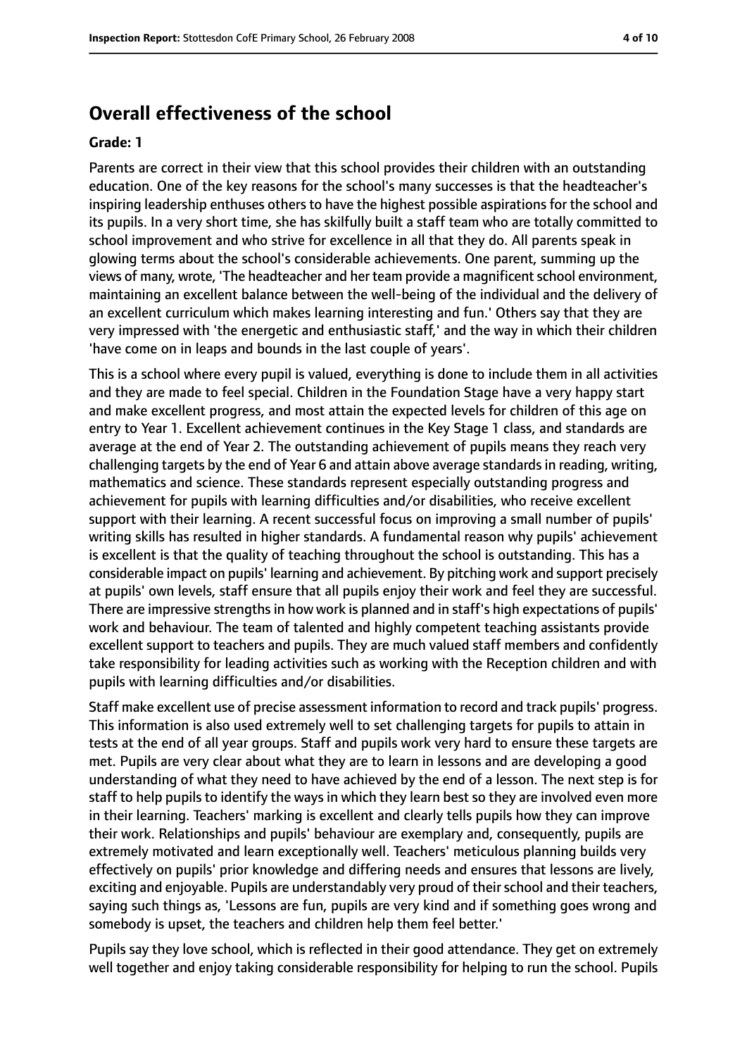## Overall effectiveness of the school

**Grade: 1**

Parents are correct in their view that this school provides their children with an outstanding education. One of the key reasons for the school's many successes is that the headteacher's inspiring leadership enthuses others to have the highest possible aspirations for the school and its pupils. In a very short time, she has skilfully built a staff team who are totally committed to school improvement and who strive for excellence in all that they do. All parents speak in glowing terms about the school's considerable achievements. One parent, summing up the views of many, wrote, 'The headteacher and her team provide a magnificent school environment, maintaining an excellent balance between the well-being of the individual and the delivery of an excellent curriculum which makes learning interesting and fun.' Others say that they are very impressed with 'the energetic and enthusiastic staff,' and the way in which their children 'have come on in leaps and bounds in the last couple of years'.

This is a school where every pupil is valued, everything is done to include them in all activities and they are made to feel special. Children in the Foundation Stage have a very happy start and make excellent progress, and most attain the expected levels for children of this age on entry to Year 1. Excellent achievement continues in the Key Stage 1 class, and standards are average at the end of Year 2. The outstanding achievement of pupils means they reach very challenging targets by the end of Year 6 and attain above average standards in reading, writing, mathematics and science. These standards represent especially outstanding progress and achievement for pupils with learning difficulties and/or disabilities, who receive excellent support with their learning. A recent successful focus on improving a small number of pupils' writing skills has resulted in higher standards. A fundamental reason why pupils' achievement is excellent is that the quality of teaching throughout the school is outstanding. This has a considerable impact on pupils' learning and achievement. By pitching work and support precisely at pupils' own levels, staff ensure that all pupils enjoy their work and feel they are successful. There are impressive strengths in how work is planned and in staff's high expectations of pupils' work and behaviour. The team of talented and highly competent teaching assistants provide excellent support to teachers and pupils. They are much valued staff members and confidently take responsibility for leading activities such as working with the Reception children and with pupils with learning difficulties and/or disabilities.

Staff make excellent use of precise assessment information to record and track pupils' progress. This information is also used extremely well to set challenging targets for pupils to attain in tests at the end of all year groups. Staff and pupils work very hard to ensure these targets are met. Pupils are very clear about what they are to learn in lessons and are developing a good understanding of what they need to have achieved by the end of a lesson. The next step is for staff to help pupils to identify the ways in which they learn best so they are involved even more in their learning. Teachers' marking is excellent and clearly tells pupils how they can improve their work. Relationships and pupils' behaviour are exemplary and, consequently, pupils are extremely motivated and learn exceptionally well. Teachers' meticulous planning builds very effectively on pupils' prior knowledge and differing needs and ensures that lessons are lively, exciting and enjoyable. Pupils are understandably very proud of their school and their teachers, saying such things as, 'Lessons are fun, pupils are very kind and if something goes wrong and somebody is upset, the teachers and children help them feel better.'

Pupils say they love school, which is reflected in their good attendance. They get on extremely well together and enjoy taking considerable responsibility for helping to run the school. Pupils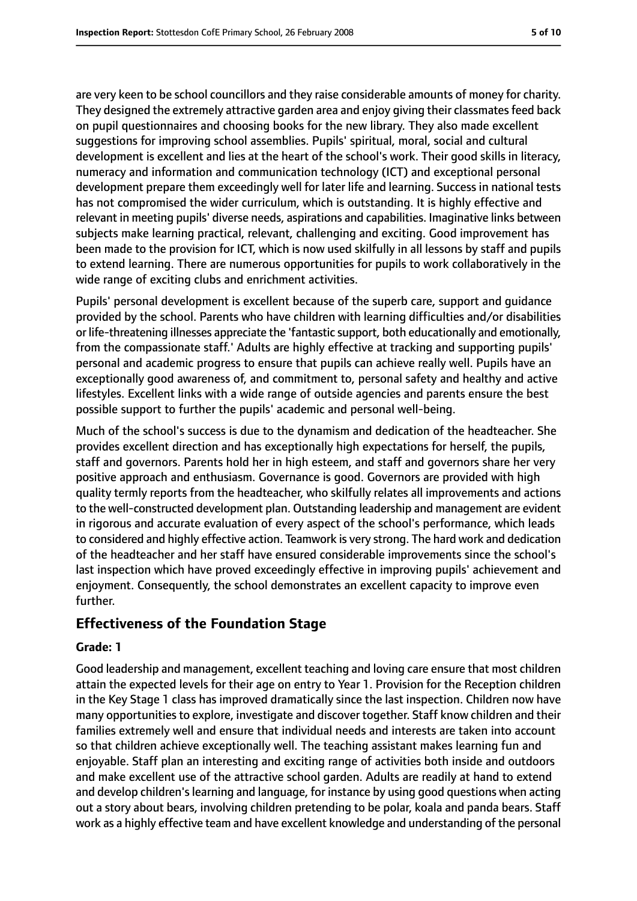are very keen to be school councillors and they raise considerable amounts of money for charity. They designed the extremely attractive garden area and enjoy giving their classmates feed back on pupil questionnaires and choosing books for the new library. They also made excellent suggestions for improving school assemblies. Pupils' spiritual, moral, social and cultural development is excellent and lies at the heart of the school's work. Their good skills in literacy, numeracy and information and communication technology (ICT) and exceptional personal development prepare them exceedingly well for later life and learning. Success in national tests has not compromised the wider curriculum, which is outstanding. It is highly effective and relevant in meeting pupils' diverse needs, aspirations and capabilities. Imaginative links between subjects make learning practical, relevant, challenging and exciting. Good improvement has been made to the provision for ICT, which is now used skilfully in all lessons by staff and pupils to extend learning. There are numerous opportunities for pupils to work collaboratively in the wide range of exciting clubs and enrichment activities.

Pupils' personal development is excellent because of the superb care, support and guidance provided by the school. Parents who have children with learning difficulties and/or disabilities or life-threatening illnesses appreciate the 'fantastic support, both educationally and emotionally, from the compassionate staff.' Adults are highly effective at tracking and supporting pupils' personal and academic progress to ensure that pupils can achieve really well. Pupils have an exceptionally good awareness of, and commitment to, personal safety and healthy and active lifestyles. Excellent links with a wide range of outside agencies and parents ensure the best possible support to further the pupils' academic and personal well-being.

Much of the school's success is due to the dynamism and dedication of the headteacher. She provides excellent direction and has exceptionally high expectations for herself, the pupils, staff and governors. Parents hold her in high esteem, and staff and governors share her very positive approach and enthusiasm. Governance is good. Governors are provided with high quality termly reports from the headteacher, who skilfully relates all improvements and actions to the well-constructed development plan. Outstanding leadership and management are evident in rigorous and accurate evaluation of every aspect of the school's performance, which leads to considered and highly effective action. Teamwork is very strong. The hard work and dedication of the headteacher and her staff have ensured considerable improvements since the school's last inspection which have proved exceedingly effective in improving pupils' achievement and enjoyment. Consequently, the school demonstrates an excellent capacity to improve even further.

## Effectiveness of the Foundation Stage

### Grade: 1

Good leadership and management, excellent teaching and loving care ensure that most children attain the expected levels for their age on entry to Year 1. Provision for the Reception children in the Key Stage 1 class has improved dramatically since the last inspection. Children now have many opportunities to explore, investigate and discover together. Staff know children and their families extremely well and ensure that individual needs and interests are taken into account so that children achieve exceptionally well. The teaching assistant makes learning fun and enjoyable. Staff plan an interesting and exciting range of activities both inside and outdoors and make excellent use of the attractive school garden. Adults are readily at hand to extend and develop children's learning and language, for instance by using good questions when acting out a story about bears, involving children pretending to be polar, koala and panda bears. Staff work as a highly effective team and have excellent knowledge and understanding of the personal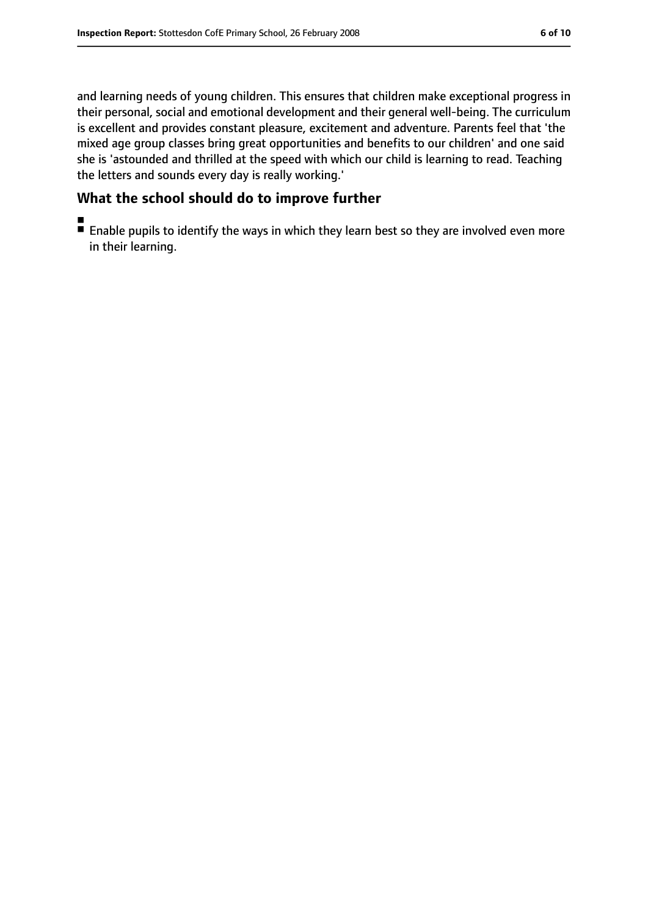and learning needs of young children. This ensures that children make exceptional progress in their personal, social and emotional development and their general well-being. The curriculum is excellent and provides constant pleasure, excitement and adventure. Parents feel that 'the mixed age group classes bring great opportunities and benefits to our children' and one said she is 'astounded and thrilled at the speed with which our child is learning to read. Teaching the letters and sounds every day is really working.'

## What the school should do to improve further

- Enable pupils to identify the ways in which they learn best so they are involved even more in their learning.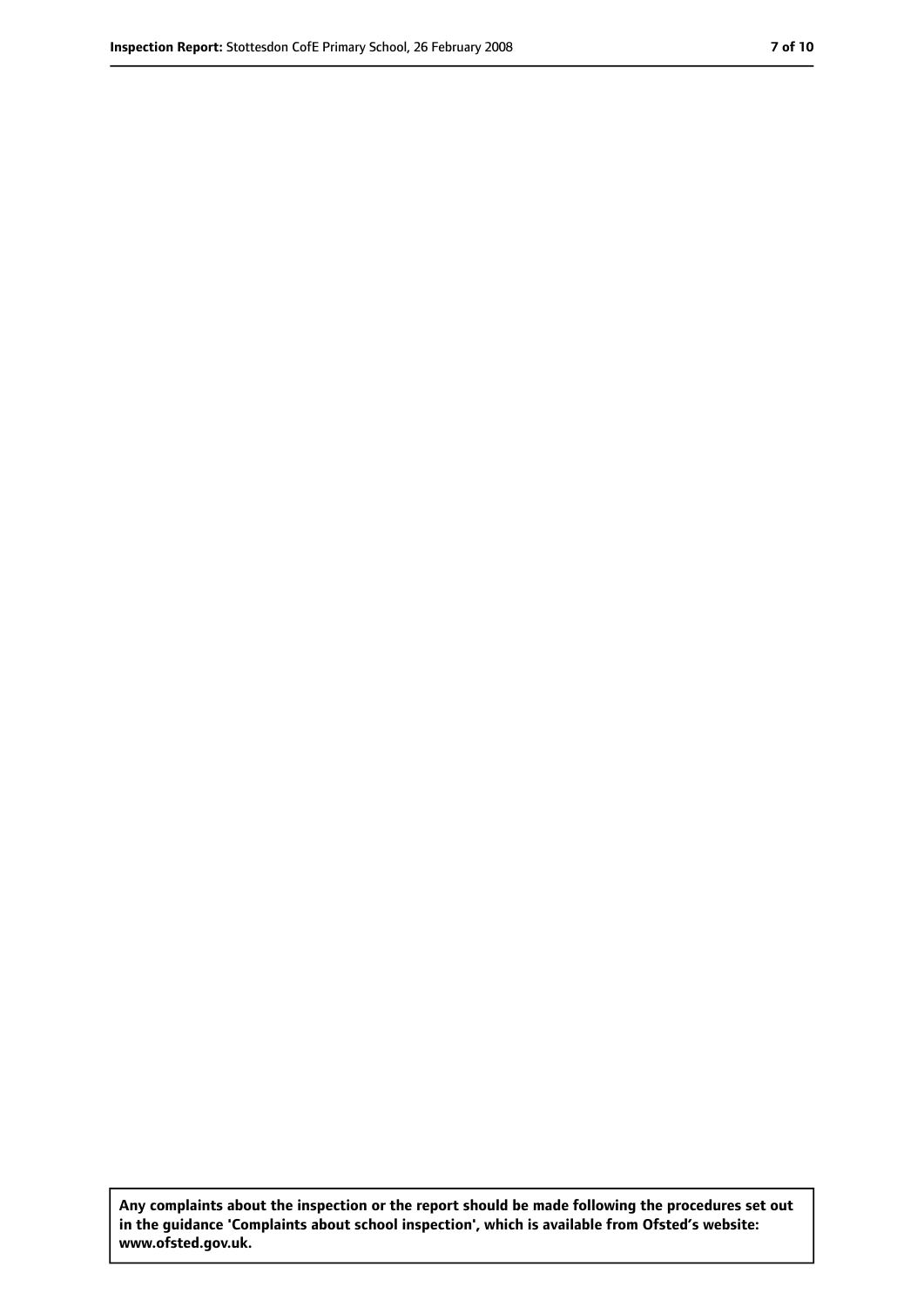**Any complaints about the inspection or the report should be made following the procedures set out in the guidance 'Complaints about school inspection', which is available from Ofsted's website: www.ofsted.gov.uk.**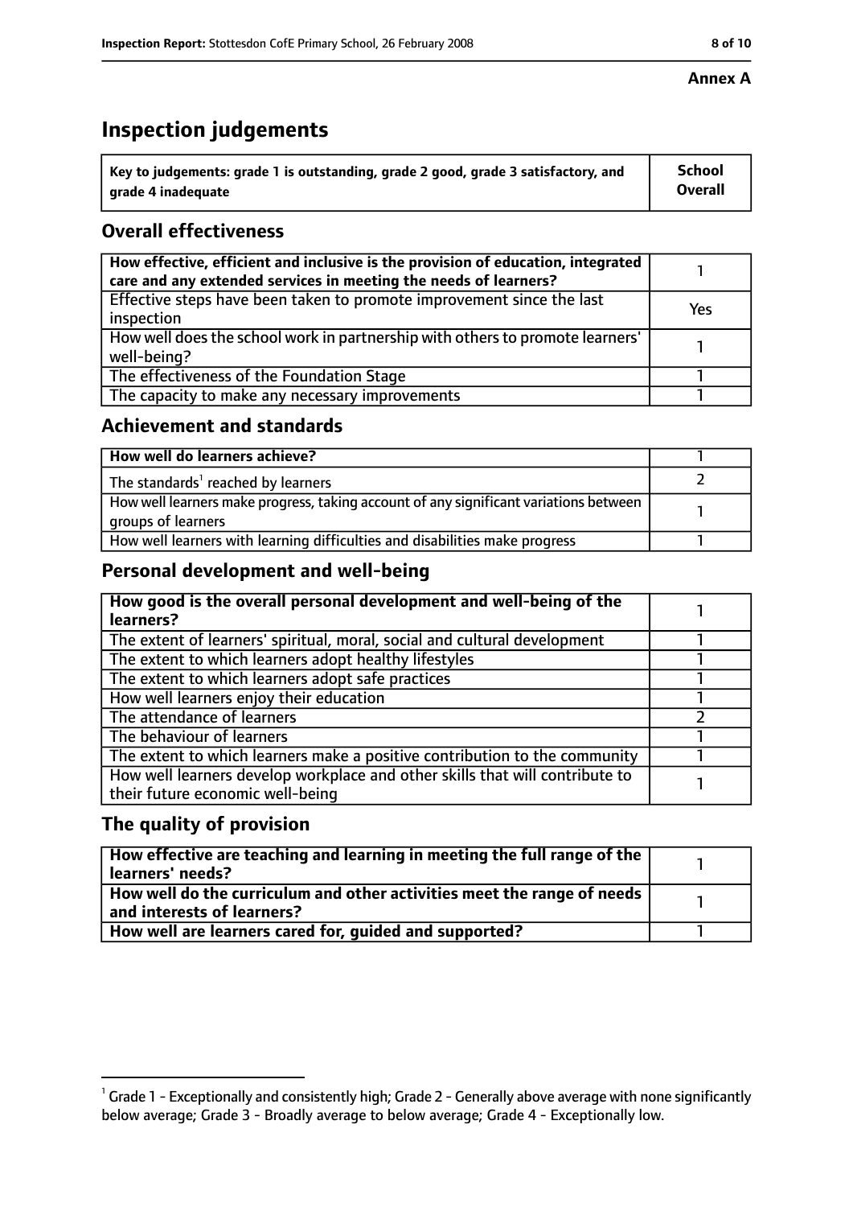**Annex A**

# Inspection judgements

| Key to judgements: grade 1 is outstanding, grade 2 good, grade 3 satisfactory, and grade 4 inadequate | School Overall |
|---|---|

## Overall effectiveness

| | |
|---|---|
| How effective, efficient and inclusive is the provision of education, integrated care and any extended services in meeting the needs of learners? | 1 |
| Effective steps have been taken to promote improvement since the last inspection | Yes |
| How well does the school work in partnership with others to promote learners' well-being? | 1 |
| The effectiveness of the Foundation Stage | 1 |
| The capacity to make any necessary improvements | 1 |

## Achievement and standards

| | |
|---|---|
| How well do learners achieve? | 1 |
| The standards[1] reached by learners | 2 |
| How well learners make progress, taking account of any significant variations between groups of learners | 1 |
| How well learners with learning difficulties and disabilities make progress | 1 |

## Personal development and well-being

| | |
|---|---|
| How good is the overall personal development and well-being of the learners? | 1 |
| The extent of learners' spiritual, moral, social and cultural development | 1 |
| The extent to which learners adopt healthy lifestyles | 1 |
| The extent to which learners adopt safe practices | 1 |
| How well learners enjoy their education | 1 |
| The attendance of learners | 2 |
| The behaviour of learners | 1 |
| The extent to which learners make a positive contribution to the community | 1 |
| How well learners develop workplace and other skills that will contribute to their future economic well-being | 1 |

## The quality of provision

| | |
|---|---|
| How effective are teaching and learning in meeting the full range of the learners' needs? | 1 |
| How well do the curriculum and other activities meet the range of needs and interests of learners? | 1 |
| How well are learners cared for, guided and supported? | 1 |

[1] Grade 1 - Exceptionally and consistently high; Grade 2 - Generally above average with none significantly below average; Grade 3 - Broadly average to below average; Grade 4 - Exceptionally low.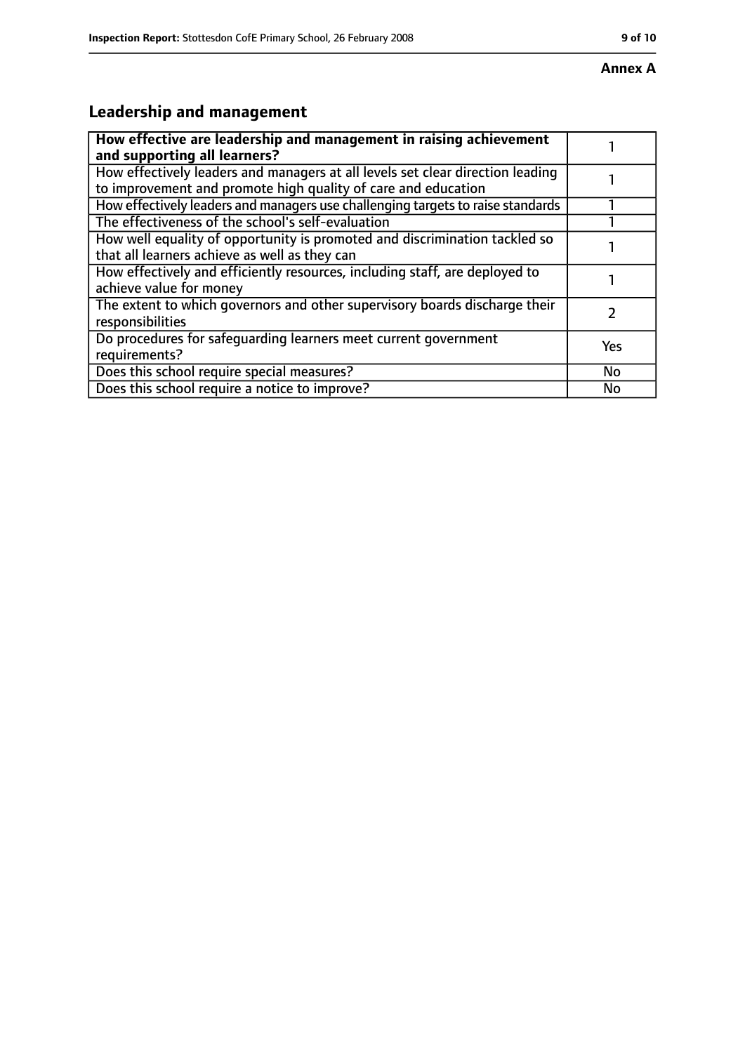**Annex A**

## Leadership and management

| **How effective are leadership and management in raising achievement and supporting all learners?** | 1 |
|---|---|
| How effectively leaders and managers at all levels set clear direction leading to improvement and promote high quality of care and education | 1 |
| How effectively leaders and managers use challenging targets to raise standards | 1 |
| The effectiveness of the school's self-evaluation | 1 |
| How well equality of opportunity is promoted and discrimination tackled so that all learners achieve as well as they can | 1 |
| How effectively and efficiently resources, including staff, are deployed to achieve value for money | 1 |
| The extent to which governors and other supervisory boards discharge their responsibilities | 2 |
| Do procedures for safeguarding learners meet current government requirements? | Yes |
| Does this school require special measures? | No |
| Does this school require a notice to improve? | No |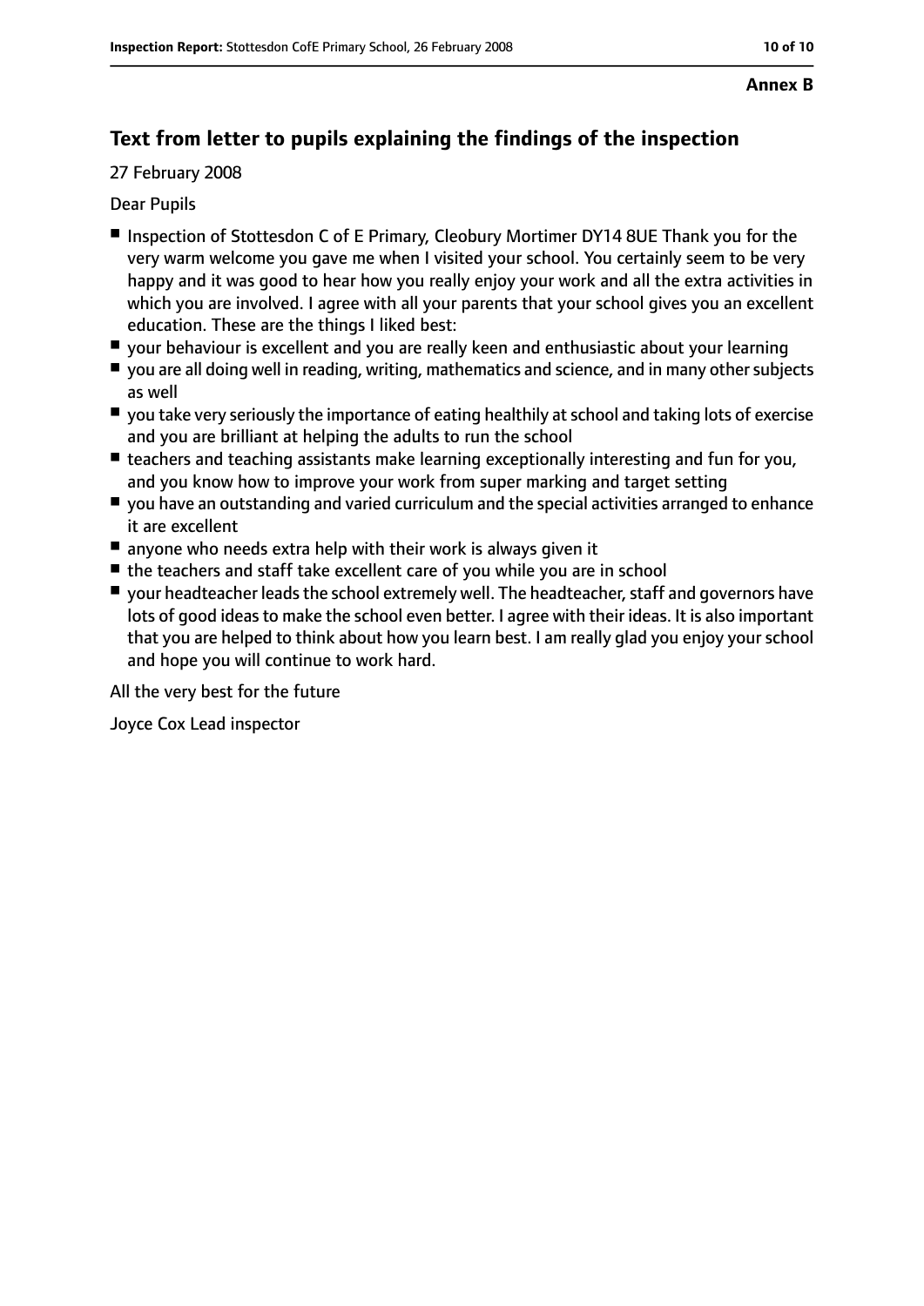**Annex B**

## Text from letter to pupils explaining the findings of the inspection

27 February 2008

Dear Pupils

- Inspection of Stottesdon C of E Primary, Cleobury Mortimer DY14 8UE Thank you for the very warm welcome you gave me when I visited your school. You certainly seem to be very happy and it was good to hear how you really enjoy your work and all the extra activities in which you are involved. I agree with all your parents that your school gives you an excellent education. These are the things I liked best:
- your behaviour is excellent and you are really keen and enthusiastic about your learning
- you are all doing well in reading, writing, mathematics and science, and in many other subjects as well
- you take very seriously the importance of eating healthily at school and taking lots of exercise and you are brilliant at helping the adults to run the school
- teachers and teaching assistants make learning exceptionally interesting and fun for you, and you know how to improve your work from super marking and target setting
- you have an outstanding and varied curriculum and the special activities arranged to enhance it are excellent
- anyone who needs extra help with their work is always given it
- the teachers and staff take excellent care of you while you are in school
- your headteacher leads the school extremely well. The headteacher, staff and governors have lots of good ideas to make the school even better. I agree with their ideas. It is also important that you are helped to think about how you learn best. I am really glad you enjoy your school and hope you will continue to work hard.

All the very best for the future

Joyce Cox Lead inspector